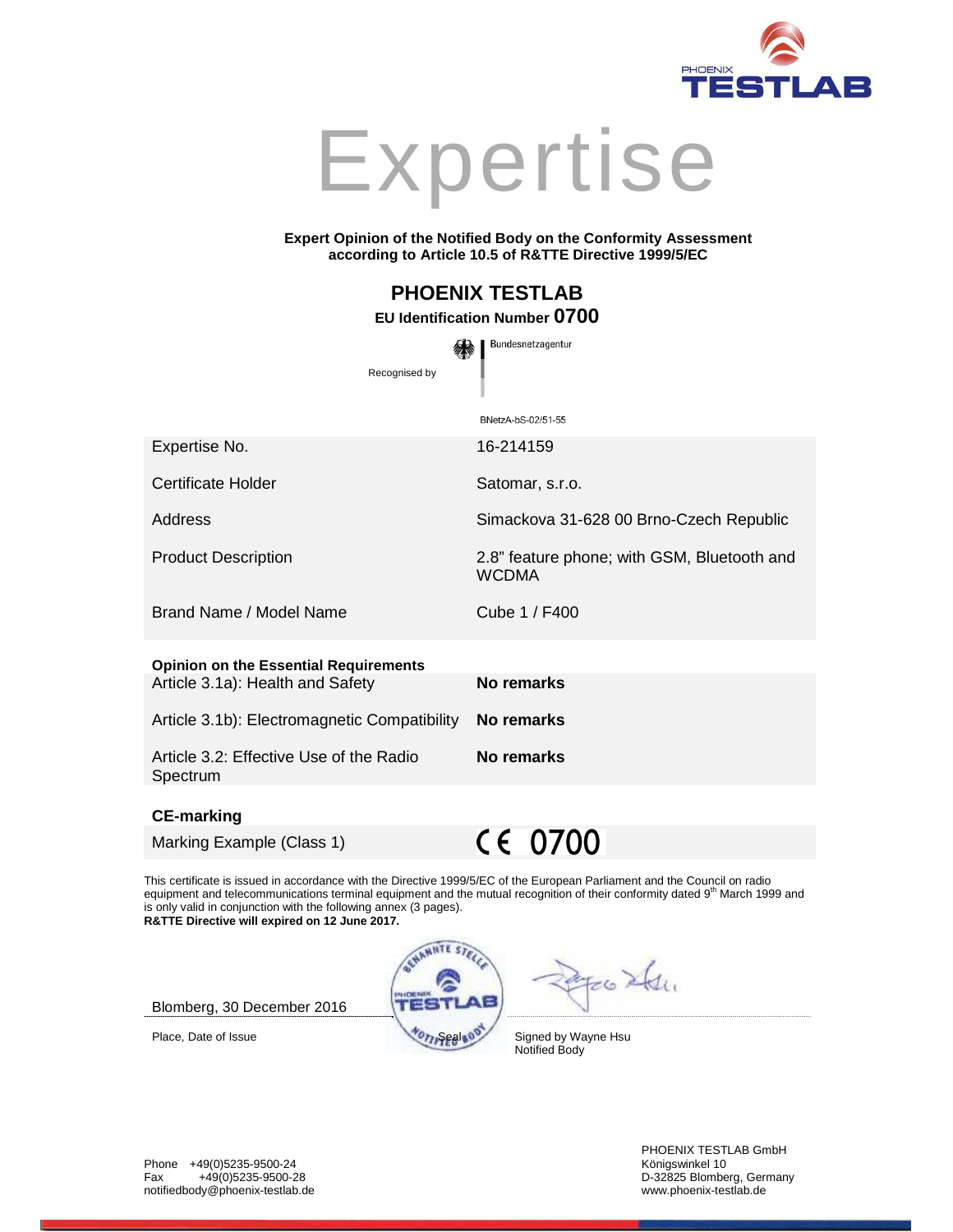# Expertise

**Expert Opinion of the Notified Body on the Conformity Assessment according to Article 10.5 of R&TTE Directive 1999/5/EC**

## PHOENIX TESTLAB

**EU Identification Number 0700**

Recognised by Bundesnetzagentur

BNetzA-bS-02/51-55

| | |
|---|---|
| Expertise No. | 16-214159 |
| Certificate Holder | Satomar, s.r.o. |
| Address | Simackova 31-628 00 Brno-Czech Republic |
| Product Description | 2.8" feature phone; with GSM, Bluetooth and WCDMA |
| Brand Name / Model Name | Cube 1 / F400 |

**Opinion on the Essential Requirements**

| | |
|---|---|
| Article 3.1a): Health and Safety | **No remarks** |
| Article 3.1b): Electromagnetic Compatibility | **No remarks** |
| Article 3.2: Effective Use of the Radio Spectrum | **No remarks** |

**CE-marking**

| | |
|---|---|
| Marking Example (Class 1) | CE 0700 |

This certificate is issued in accordance with the Directive 1999/5/EC of the European Parliament and the Council on radio equipment and telecommunications terminal equipment and the mutual recognition of their conformity dated 9th March 1999 and is only valid in conjunction with the following annex (3 pages).
**R&TTE Directive will expired on 12 June 2017.**

Blomberg, 30 December 2016

Place, Date of Issue

Seal

Signed by Wayne Hsu
Notified Body

Phone +49(0)5235-9500-24
Fax +49(0)5235-9500-28
notifiedbody@phoenix-testlab.de

PHOENIX TESTLAB GmbH
Königswinkel 10
D-32825 Blomberg, Germany
www.phoenix-testlab.de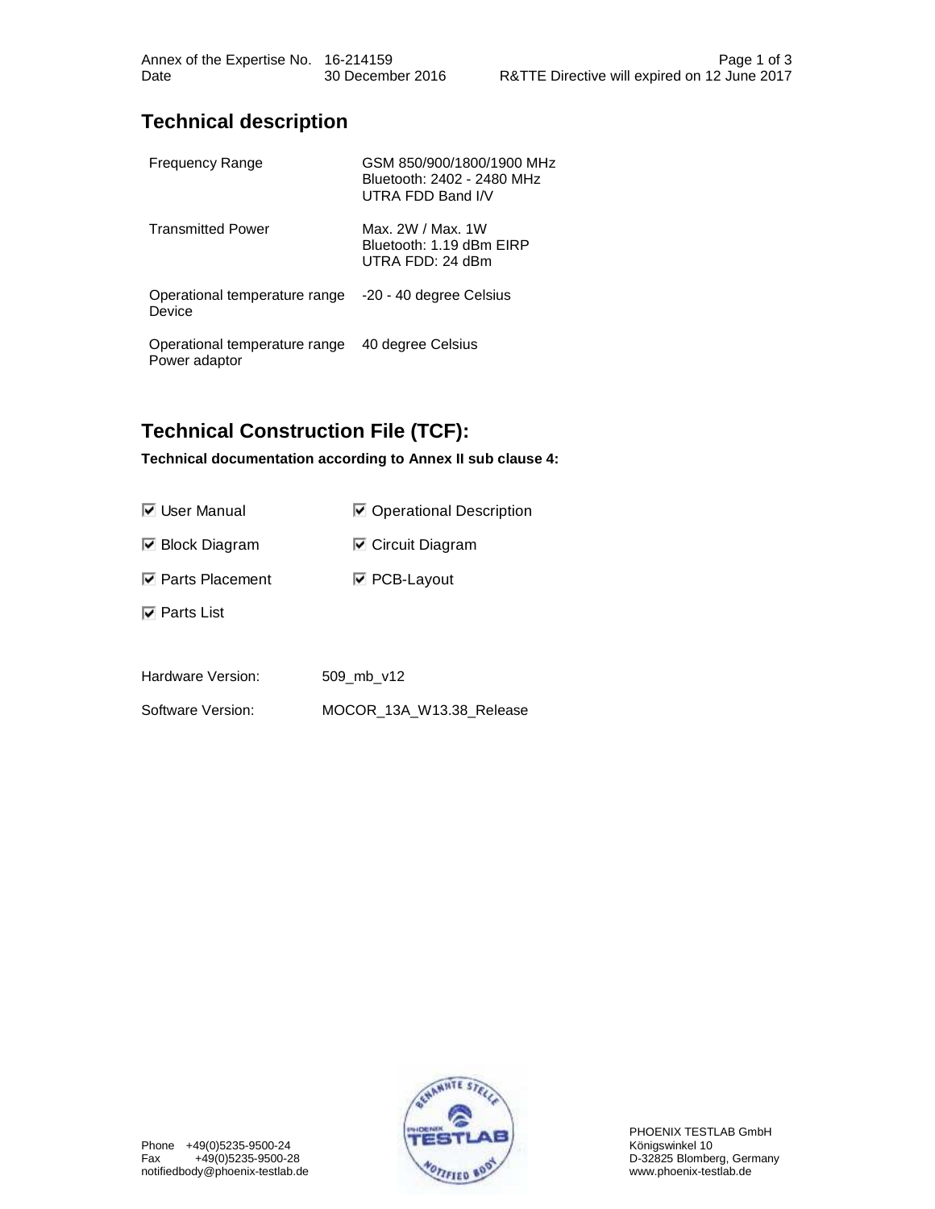## Technical description

| | |
|---|---|
| Frequency Range | GSM 850/900/1800/1900 MHz<br>Bluetooth: 2402 - 2480 MHz<br>UTRA FDD Band I/V |
| Transmitted Power | Max. 2W / Max. 1W<br>Bluetooth: 1.19 dBm EIRP<br>UTRA FDD: 24 dBm |
| Operational temperature range Device | -20 - 40 degree Celsius |
| Operational temperature range Power adaptor | 40 degree Celsius |

## Technical Construction File (TCF):

**Technical documentation according to Annex II sub clause 4:**

- ☑ User Manual
- ☑ Operational Description
- ☑ Block Diagram
- ☑ Circuit Diagram
- ☑ Parts Placement
- ☑ PCB-Layout
- ☑ Parts List

Hardware Version: 509_mb_v12

Software Version: MOCOR_13A_W13.38_Release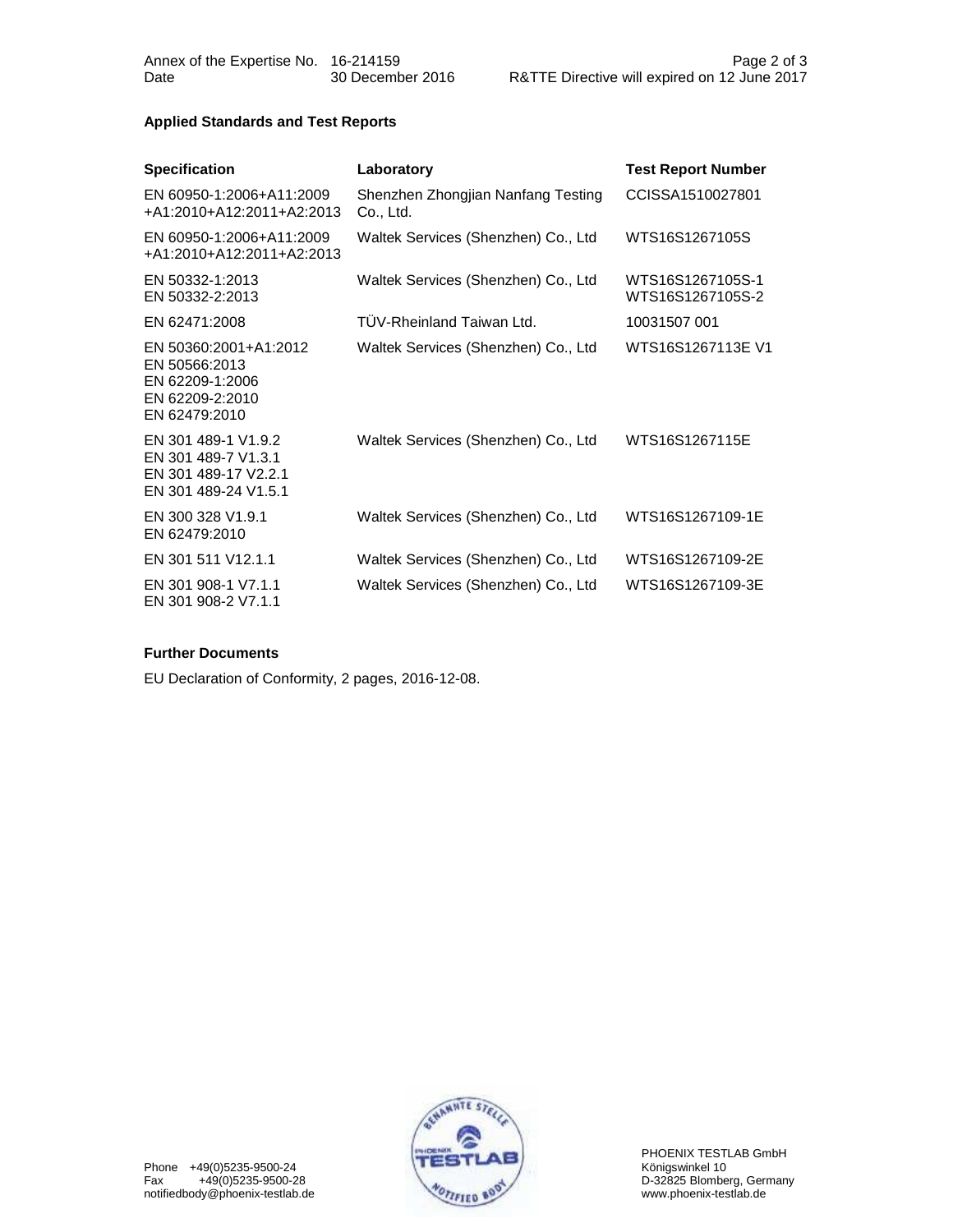Annex of the Expertise No. 16-214159
Date 30 December 2016
R&TTE Directive will expired on 12 June 2017

### Applied Standards and Test Reports

| Specification | Laboratory | Test Report Number |
|---|---|---|
| EN 60950-1:2006+A11:2009 +A1:2010+A12:2011+A2:2013 | Shenzhen Zhongjian Nanfang Testing Co., Ltd. | CCISSA1510027801 |
| EN 60950-1:2006+A11:2009 +A1:2010+A12:2011+A2:2013 | Waltek Services (Shenzhen) Co., Ltd | WTS16S1267105S |
| EN 50332-1:2013<br>EN 50332-2:2013 | Waltek Services (Shenzhen) Co., Ltd | WTS16S1267105S-1<br>WTS16S1267105S-2 |
| EN 62471:2008 | TÜV-Rheinland Taiwan Ltd. | 10031507 001 |
| EN 50360:2001+A1:2012<br>EN 50566:2013<br>EN 62209-1:2006<br>EN 62209-2:2010<br>EN 62479:2010 | Waltek Services (Shenzhen) Co., Ltd | WTS16S1267113E V1 |
| EN 301 489-1 V1.9.2<br>EN 301 489-7 V1.3.1<br>EN 301 489-17 V2.2.1<br>EN 301 489-24 V1.5.1 | Waltek Services (Shenzhen) Co., Ltd | WTS16S1267115E |
| EN 300 328 V1.9.1<br>EN 62479:2010 | Waltek Services (Shenzhen) Co., Ltd | WTS16S1267109-1E |
| EN 301 511 V12.1.1 | Waltek Services (Shenzhen) Co., Ltd | WTS16S1267109-2E |
| EN 301 908-1 V7.1.1<br>EN 301 908-2 V7.1.1 | Waltek Services (Shenzhen) Co., Ltd | WTS16S1267109-3E |

### Further Documents

EU Declaration of Conformity, 2 pages, 2016-12-08.

Phone +49(0)5235-9500-24
Fax +49(0)5235-9500-28
notifiedbody@phoenix-testlab.de

PHOENIX TESTLAB GmbH
Königswinkel 10
D-32825 Blomberg, Germany
www.phoenix-testlab.de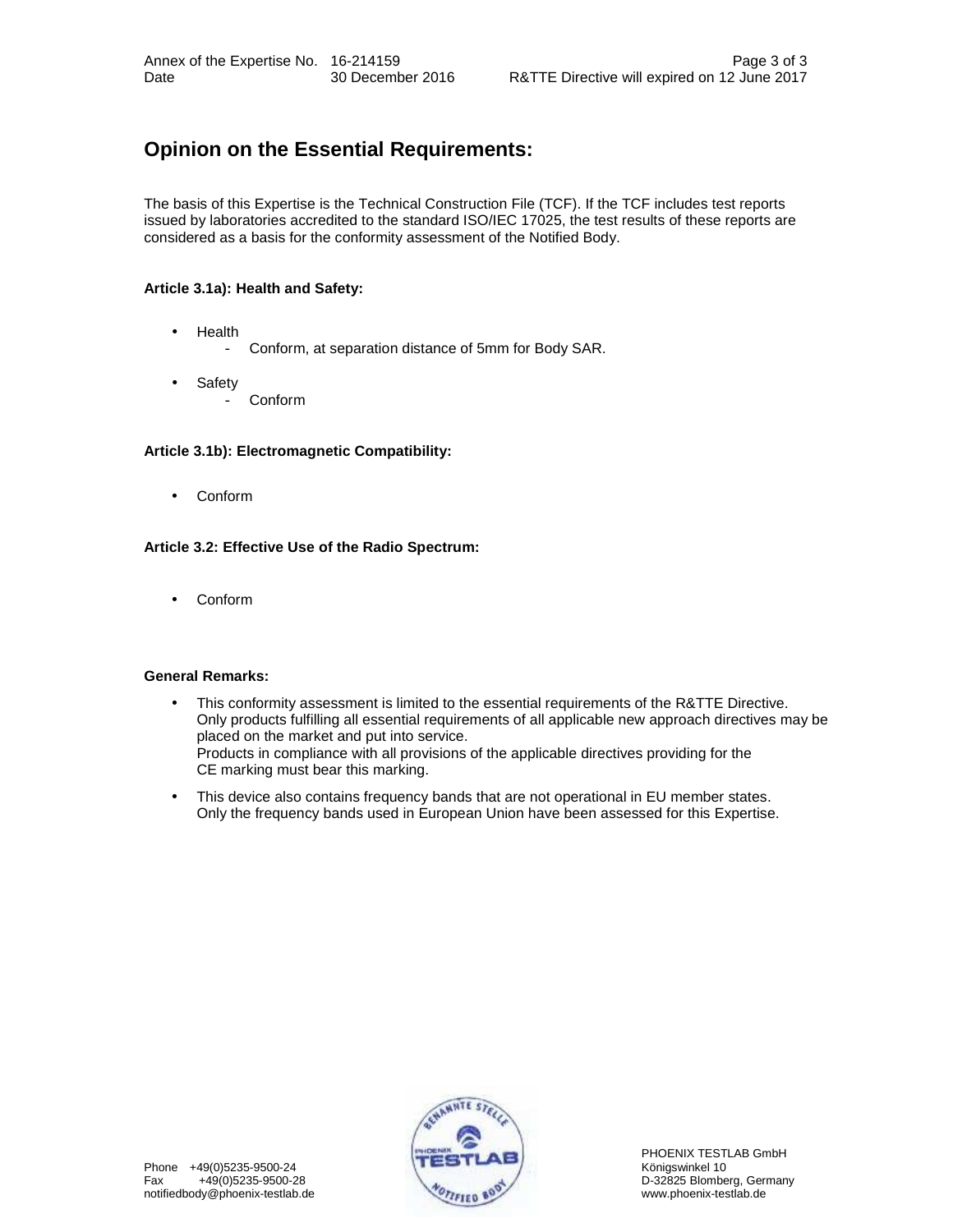## Opinion on the Essential Requirements:

The basis of this Expertise is the Technical Construction File (TCF). If the TCF includes test reports issued by laboratories accredited to the standard ISO/IEC 17025, the test results of these reports are considered as a basis for the conformity assessment of the Notified Body.

**Article 3.1a): Health and Safety:**

- Health
  - Conform, at separation distance of 5mm for Body SAR.
- Safety
  - Conform

**Article 3.1b): Electromagnetic Compatibility:**

- Conform

**Article 3.2: Effective Use of the Radio Spectrum:**

- Conform

**General Remarks:**

- This conformity assessment is limited to the essential requirements of the R&TTE Directive. Only products fulfilling all essential requirements of all applicable new approach directives may be placed on the market and put into service.
  Products in compliance with all provisions of the applicable directives providing for the CE marking must bear this marking.
- This device also contains frequency bands that are not operational in EU member states. Only the frequency bands used in European Union have been assessed for this Expertise.

Phone +49(0)5235-9500-24
Fax +49(0)5235-9500-28
notifiedbody@phoenix-testlab.de

PHOENIX TESTLAB GmbH
Königswinkel 10
D-32825 Blomberg, Germany
www.phoenix-testlab.de